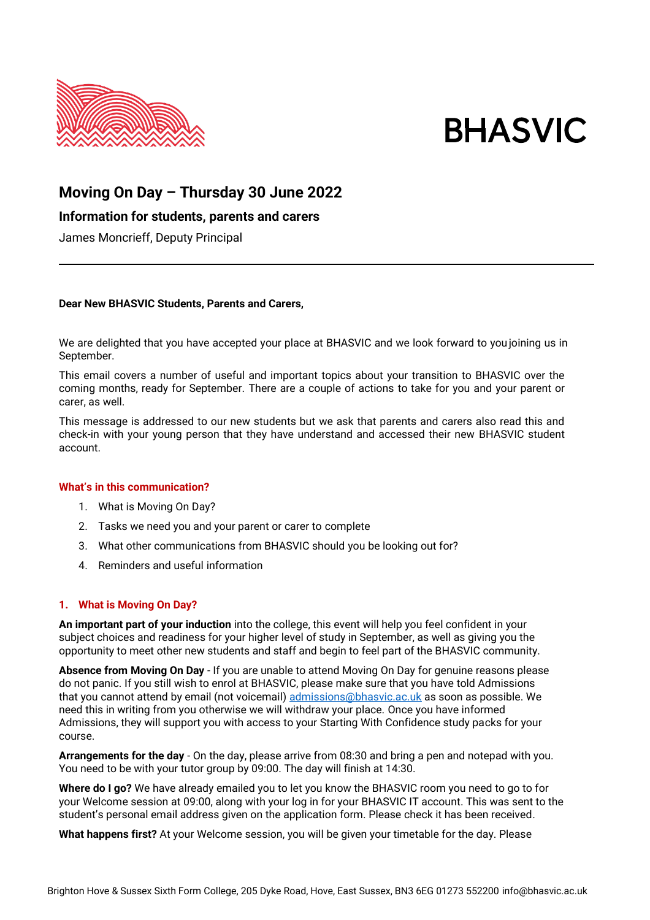BHASVIC

# Moving On Day – Thursday 30 June 2022

### Information for students, parents and carers

James Moncrieff, Deputy Principal

---

**Dear New BHASVIC Students, Parents and Carers,**

We are delighted that you have accepted your place at BHASVIC and we look forward to you joining us in September.

This email covers a number of useful and important topics about your transition to BHASVIC over the coming months, ready for September. There are a couple of actions to take for you and your parent or carer, as well.

This message is addressed to our new students but we ask that parents and carers also read this and check-in with your young person that they have understand and accessed their new BHASVIC student account.

#### What's in this communication?

1. What is Moving On Day?
2. Tasks we need you and your parent or carer to complete
3. What other communications from BHASVIC should you be looking out for?
4. Reminders and useful information

#### 1. What is Moving On Day?

**An important part of your induction** into the college, this event will help you feel confident in your subject choices and readiness for your higher level of study in September, as well as giving you the opportunity to meet other new students and staff and begin to feel part of the BHASVIC community.

**Absence from Moving On Day** - If you are unable to attend Moving On Day for genuine reasons please do not panic. If you still wish to enrol at BHASVIC, please make sure that you have told Admissions that you cannot attend by email (not voicemail) admissions@bhasvic.ac.uk as soon as possible. We need this in writing from you otherwise we will withdraw your place. Once you have informed Admissions, they will support you with access to your Starting With Confidence study packs for your course.

**Arrangements for the day** - On the day, please arrive from 08:30 and bring a pen and notepad with you. You need to be with your tutor group by 09:00. The day will finish at 14:30.

**Where do I go?** We have already emailed you to let you know the BHASVIC room you need to go to for your Welcome session at 09:00, along with your log in for your BHASVIC IT account. This was sent to the student's personal email address given on the application form. Please check it has been received.

**What happens first?** At your Welcome session, you will be given your timetable for the day. Please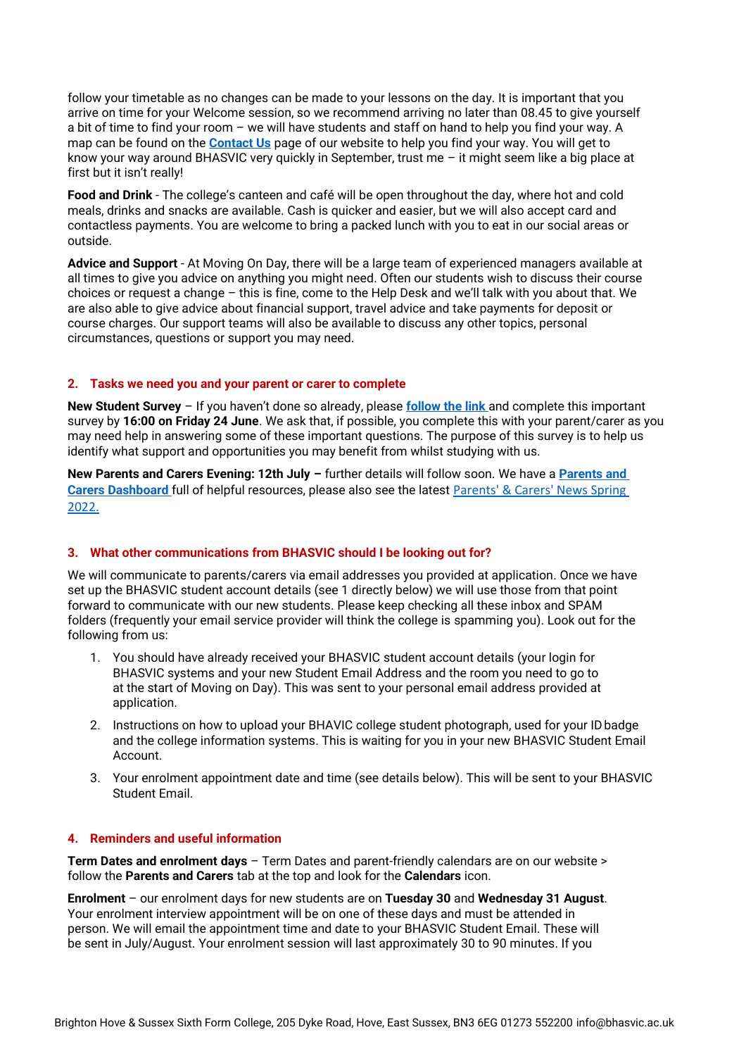follow your timetable as no changes can be made to your lessons on the day. It is important that you arrive on time for your Welcome session, so we recommend arriving no later than 08.45 to give yourself a bit of time to find your room – we will have students and staff on hand to help you find your way. A map can be found on the **Contact Us** page of our website to help you find your way. You will get to know your way around BHASVIC very quickly in September, trust me – it might seem like a big place at first but it isn't really!

**Food and Drink** - The college's canteen and café will be open throughout the day, where hot and cold meals, drinks and snacks are available. Cash is quicker and easier, but we will also accept card and contactless payments. You are welcome to bring a packed lunch with you to eat in our social areas or outside.

**Advice and Support** - At Moving On Day, there will be a large team of experienced managers available at all times to give you advice on anything you might need. Often our students wish to discuss their course choices or request a change – this is fine, come to the Help Desk and we'll talk with you about that. We are also able to give advice about financial support, travel advice and take payments for deposit or course charges. Our support teams will also be available to discuss any other topics, personal circumstances, questions or support you may need.

## 2. Tasks we need you and your parent or carer to complete

**New Student Survey** – If you haven't done so already, please **follow the link** and complete this important survey by **16:00 on Friday 24 June**. We ask that, if possible, you complete this with your parent/carer as you may need help in answering some of these important questions. The purpose of this survey is to help us identify what support and opportunities you may benefit from whilst studying with us.

**New Parents and Carers Evening: 12th July –** further details will follow soon. We have a **Parents and Carers Dashboard** full of helpful resources, please also see the latest Parents' & Carers' News Spring 2022.

## 3. What other communications from BHASVIC should I be looking out for?

We will communicate to parents/carers via email addresses you provided at application. Once we have set up the BHASVIC student account details (see 1 directly below) we will use those from that point forward to communicate with our new students. Please keep checking all these inbox and SPAM folders (frequently your email service provider will think the college is spamming you). Look out for the following from us:

1. You should have already received your BHASVIC student account details (your login for BHASVIC systems and your new Student Email Address and the room you need to go to at the start of Moving on Day). This was sent to your personal email address provided at application.
2. Instructions on how to upload your BHAVIC college student photograph, used for your ID badge and the college information systems. This is waiting for you in your new BHASVIC Student Email Account.
3. Your enrolment appointment date and time (see details below). This will be sent to your BHASVIC Student Email.

## 4. Reminders and useful information

**Term Dates and enrolment days** – Term Dates and parent-friendly calendars are on our website > follow the **Parents and Carers** tab at the top and look for the **Calendars** icon.

**Enrolment** – our enrolment days for new students are on **Tuesday 30** and **Wednesday 31 August**. Your enrolment interview appointment will be on one of these days and must be attended in person. We will email the appointment time and date to your BHASVIC Student Email. These will be sent in July/August. Your enrolment session will last approximately 30 to 90 minutes. If you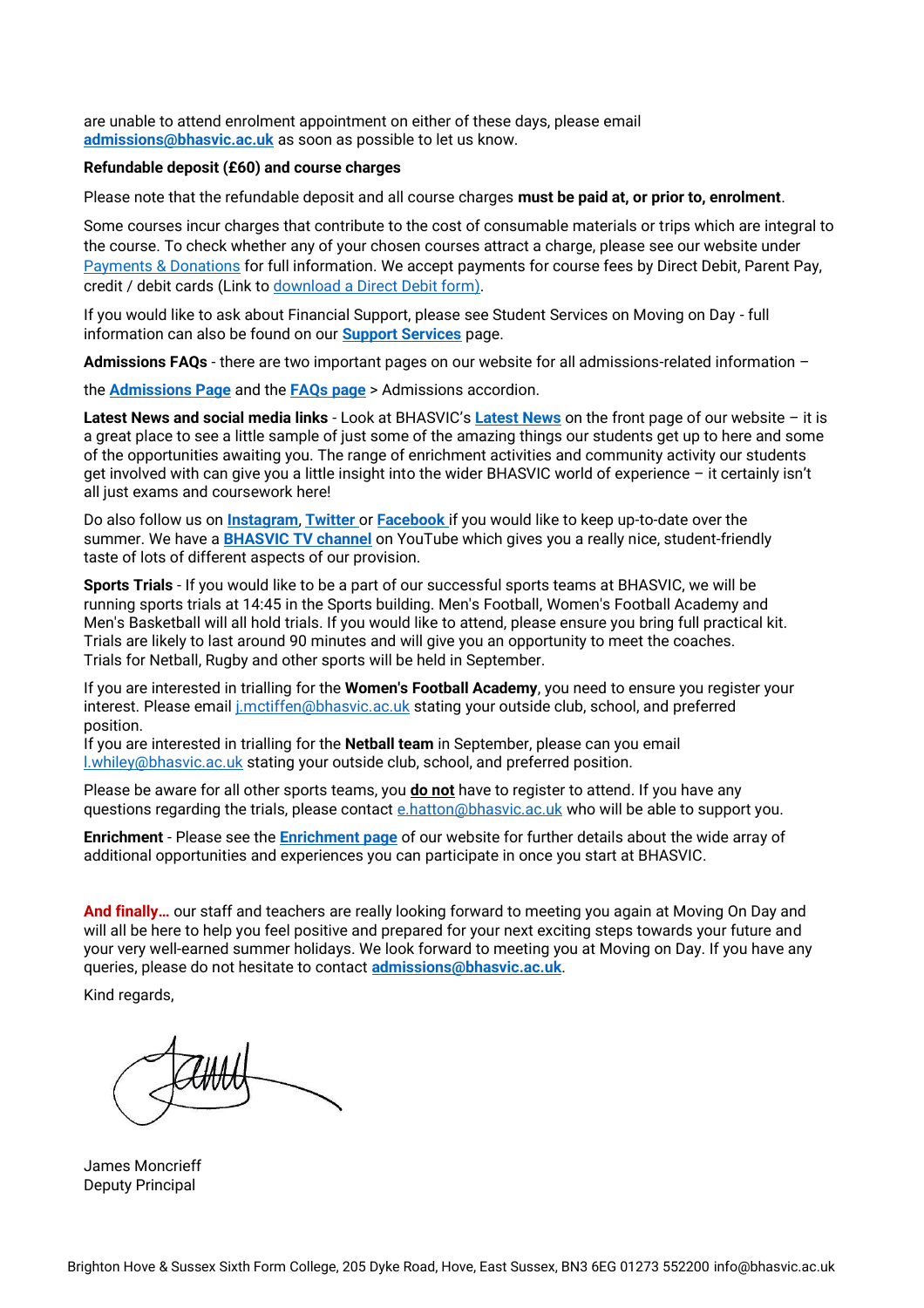are unable to attend enrolment appointment on either of these days, please email **admissions@bhasvic.ac.uk** as soon as possible to let us know.

**Refundable deposit (£60) and course charges**

Please note that the refundable deposit and all course charges **must be paid at, or prior to, enrolment**.

Some courses incur charges that contribute to the cost of consumable materials or trips which are integral to the course. To check whether any of your chosen courses attract a charge, please see our website under Payments & Donations for full information. We accept payments for course fees by Direct Debit, Parent Pay, credit / debit cards (Link to download a Direct Debit form).

If you would like to ask about Financial Support, please see Student Services on Moving on Day - full information can also be found on our **Support Services** page.

**Admissions FAQs** - there are two important pages on our website for all admissions-related information –

the **Admissions Page** and the **FAQs page** > Admissions accordion.

**Latest News and social media links** - Look at BHASVIC's **Latest News** on the front page of our website – it is a great place to see a little sample of just some of the amazing things our students get up to here and some of the opportunities awaiting you. The range of enrichment activities and community activity our students get involved with can give you a little insight into the wider BHASVIC world of experience – it certainly isn't all just exams and coursework here!

Do also follow us on **Instagram**, **Twitter** or **Facebook** if you would like to keep up-to-date over the summer. We have a **BHASVIC TV channel** on YouTube which gives you a really nice, student-friendly taste of lots of different aspects of our provision.

**Sports Trials** - If you would like to be a part of our successful sports teams at BHASVIC, we will be running sports trials at 14:45 in the Sports building. Men's Football, Women's Football Academy and Men's Basketball will all hold trials. If you would like to attend, please ensure you bring full practical kit. Trials are likely to last around 90 minutes and will give you an opportunity to meet the coaches. Trials for Netball, Rugby and other sports will be held in September.

If you are interested in trialling for the **Women's Football Academy**, you need to ensure you register your interest. Please email j.mctiffen@bhasvic.ac.uk stating your outside club, school, and preferred position.
If you are interested in trialling for the **Netball team** in September, please can you email l.whiley@bhasvic.ac.uk stating your outside club, school, and preferred position.

Please be aware for all other sports teams, you **do not** have to register to attend. If you have any questions regarding the trials, please contact e.hatton@bhasvic.ac.uk who will be able to support you.

**Enrichment** - Please see the **Enrichment page** of our website for further details about the wide array of additional opportunities and experiences you can participate in once you start at BHASVIC.

**And finally…** our staff and teachers are really looking forward to meeting you again at Moving On Day and will all be here to help you feel positive and prepared for your next exciting steps towards your future and your very well-earned summer holidays. We look forward to meeting you at Moving on Day. If you have any queries, please do not hesitate to contact **admissions@bhasvic.ac.uk**.

Kind regards,

James Moncrieff
Deputy Principal

Brighton Hove & Sussex Sixth Form College, 205 Dyke Road, Hove, East Sussex, BN3 6EG 01273 552200 info@bhasvic.ac.uk